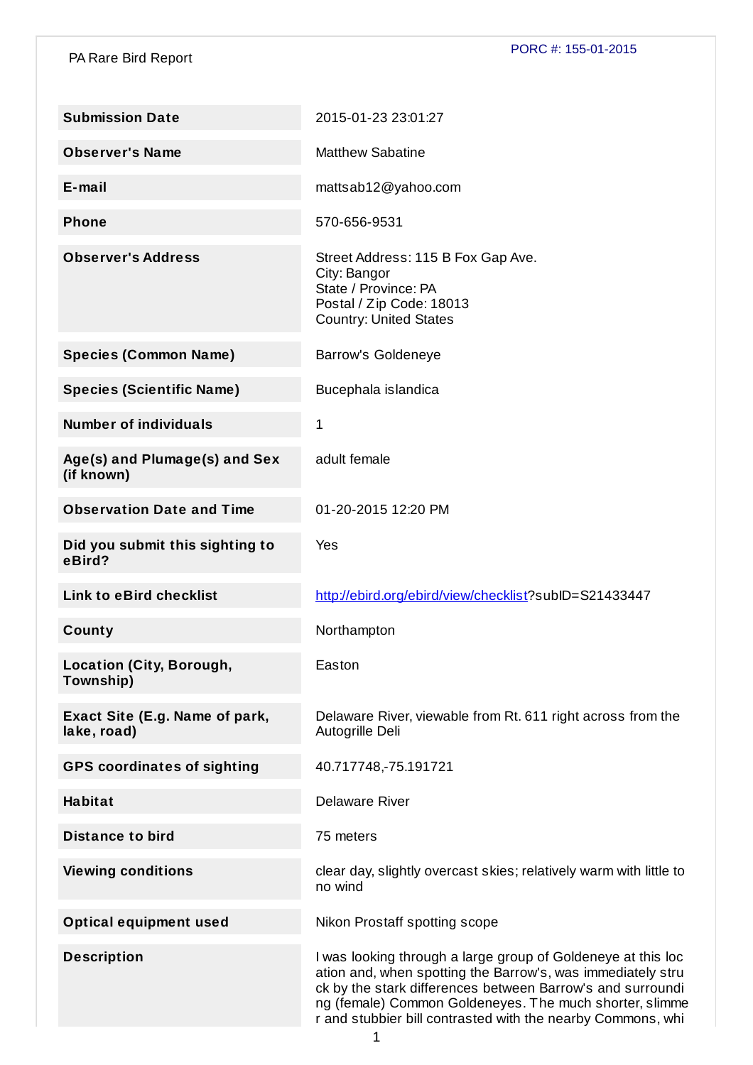PA Rare Bird Report

PORC #: 155-01-2015

| | |
|---|---|
| **Submission Date** | 2015-01-23 23:01:27 |
| **Observer's Name** | Matthew Sabatine |
| **E-mail** | mattsab12@yahoo.com |
| **Phone** | 570-656-9531 |
| **Observer's Address** | Street Address: 115 B Fox Gap Ave.<br>City: Bangor<br>State / Province: PA<br>Postal / Zip Code: 18013<br>Country: United States |
| **Species (Common Name)** | Barrow's Goldeneye |
| **Species (Scientific Name)** | Bucephala islandica |
| **Number of individuals** | 1 |
| **Age(s) and Plumage(s) and Sex (if known)** | adult female |
| **Observation Date and Time** | 01-20-2015 12:20 PM |
| **Did you submit this sighting to eBird?** | Yes |
| **Link to eBird checklist** | http://ebird.org/ebird/view/checklist?subID=S21433447 |
| **County** | Northampton |
| **Location (City, Borough, Township)** | Easton |
| **Exact Site (E.g. Name of park, lake, road)** | Delaware River, viewable from Rt. 611 right across from the Autogrille Deli |
| **GPS coordinates of sighting** | 40.717748,-75.191721 |
| **Habitat** | Delaware River |
| **Distance to bird** | 75 meters |
| **Viewing conditions** | clear day, slightly overcast skies; relatively warm with little to no wind |
| **Optical equipment used** | Nikon Prostaff spotting scope |
| **Description** | I was looking through a large group of Goldeneye at this location and, when spotting the Barrow's, was immediately struck by the stark differences between Barrow's and surrounding (female) Common Goldeneyes. The much shorter, slimmer and stubbier bill contrasted with the nearby Commons, whi |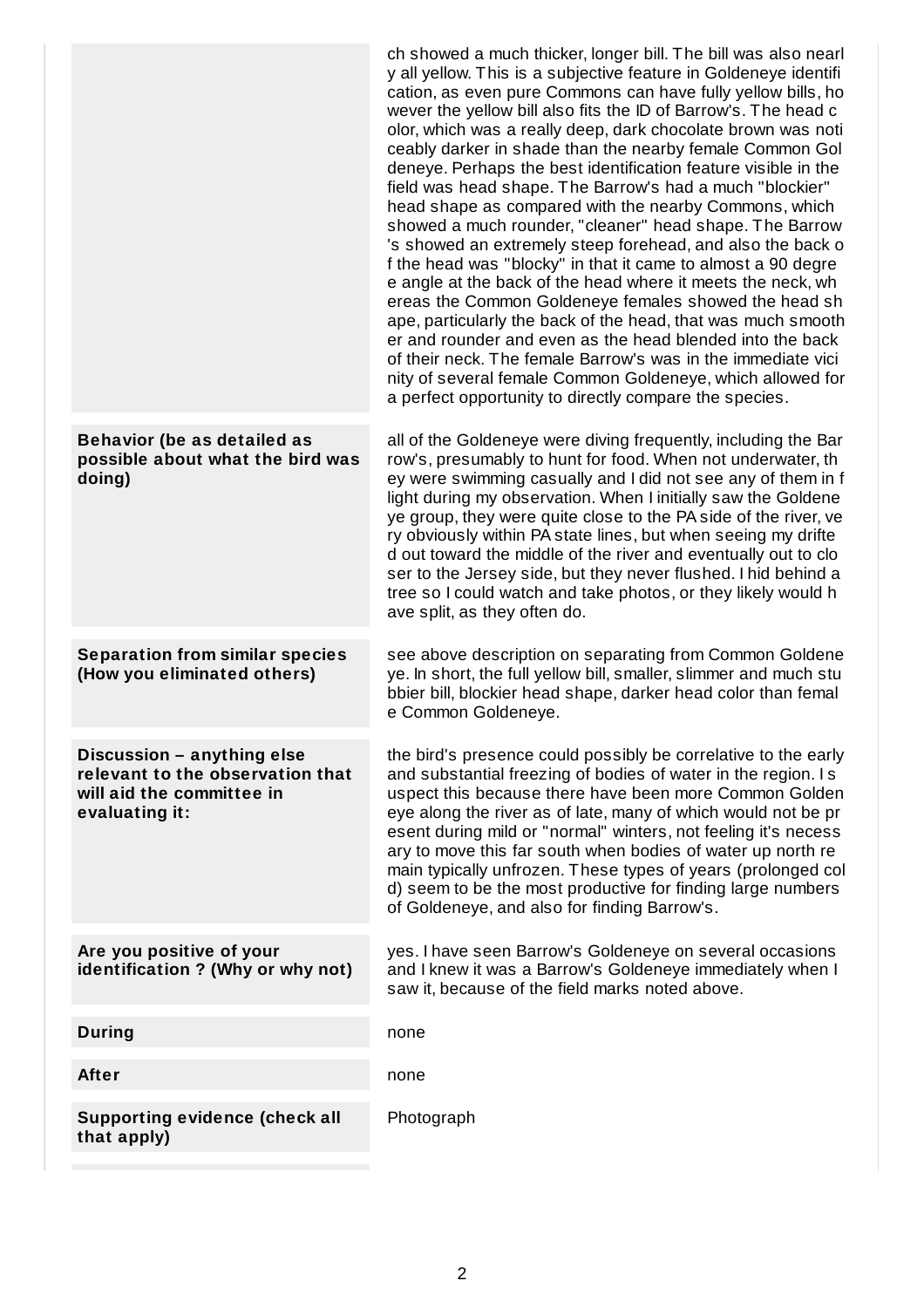| | |
|---|---|
| | ch showed a much thicker, longer bill. The bill was also nearly all yellow. This is a subjective feature in Goldeneye identification, as even pure Commons can have fully yellow bills, however the yellow bill also fits the ID of Barrow's. The head color, which was a really deep, dark chocolate brown was noticeably darker in shade than the nearby female Common Goldeneye. Perhaps the best identification feature visible in the field was head shape. The Barrow's had a much "blockier" head shape as compared with the nearby Commons, which showed a much rounder, "cleaner" head shape. The Barrow's showed an extremely steep forehead, and also the back of the head was "blocky" in that it came to almost a 90 degree angle at the back of the head where it meets the neck, whereas the Common Goldeneye females showed the head shape, particularly the back of the head, that was much smoother and rounder and even as the head blended into the back of their neck. The female Barrow's was in the immediate vicinity of several female Common Goldeneye, which allowed for a perfect opportunity to directly compare the species. |
| **Behavior (be as detailed as possible about what the bird was doing)** | all of the Goldeneye were diving frequently, including the Barrow's, presumably to hunt for food. When not underwater, they were swimming casually and I did not see any of them in flight during my observation. When I initially saw the Goldeneye group, they were quite close to the PA side of the river, very obviously within PA state lines, but when seeing my drifted out toward the middle of the river and eventually out to closer to the Jersey side, but they never flushed. I hid behind a tree so I could watch and take photos, or they likely would have split, as they often do. |
| **Separation from similar species (How you eliminated others)** | see above description on separating from Common Goldeneye. In short, the full yellow bill, smaller, slimmer and much stubbier bill, blockier head shape, darker head color than female Common Goldeneye. |
| **Discussion – anything else relevant to the observation that will aid the committee in evaluating it:** | the bird's presence could possibly be correlative to the early and substantial freezing of bodies of water in the region. I suspect this because there have been more Common Goldeneye along the river as of late, many of which would not be present during mild or "normal" winters, not feeling it's necessary to move this far south when bodies of water up north remain typically unfrozen. These types of years (prolonged cold) seem to be the most productive for finding large numbers of Goldeneye, and also for finding Barrow's. |
| **Are you positive of your identification ? (Why or why not)** | yes. I have seen Barrow's Goldeneye on several occasions and I knew it was a Barrow's Goldeneye immediately when I saw it, because of the field marks noted above. |
| **During** | none |
| **After** | none |
| **Supporting evidence (check all that apply)** | Photograph |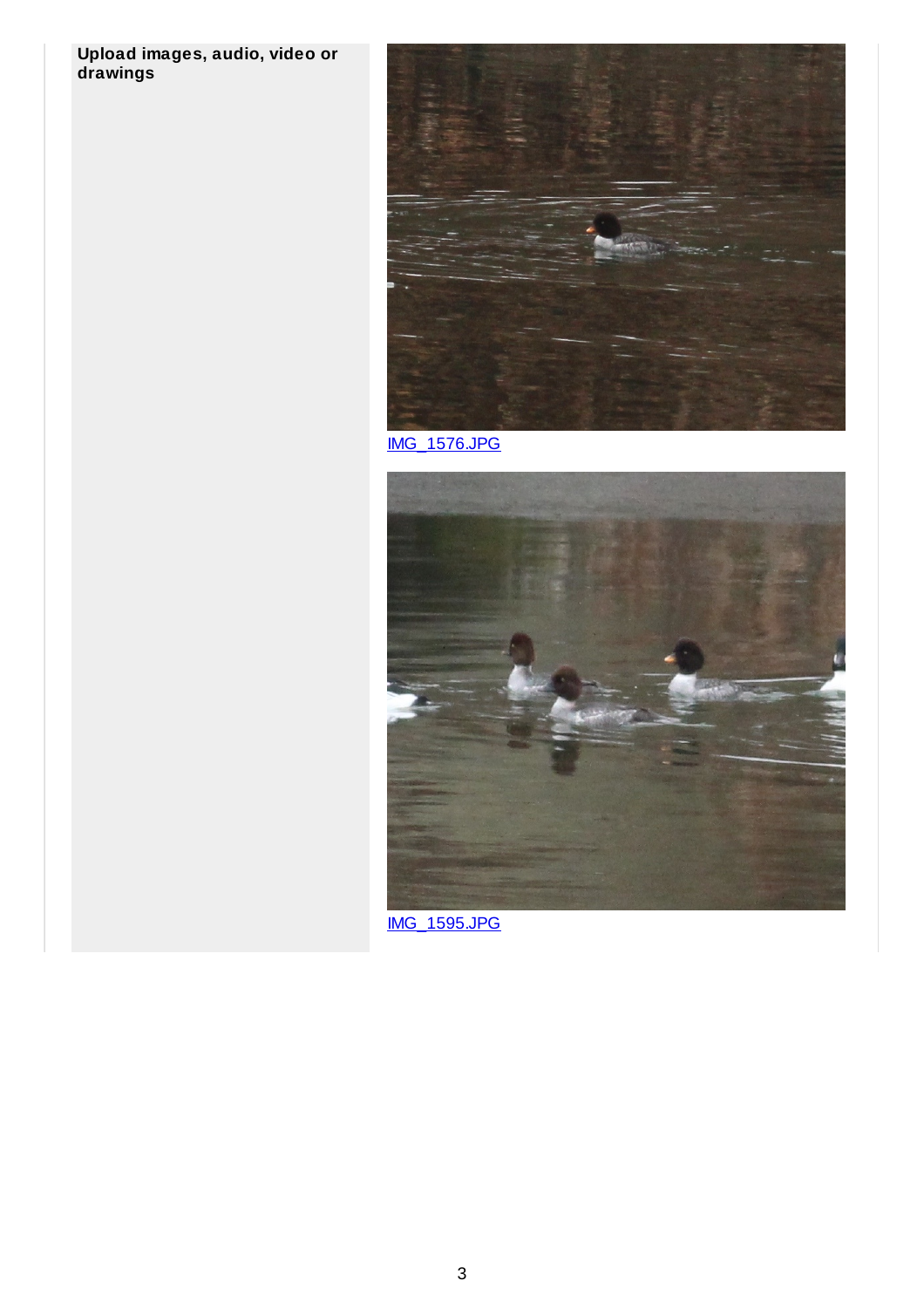**Upload images, audio, video or drawings**

IMG_1576.JPG

IMG_1595.JPG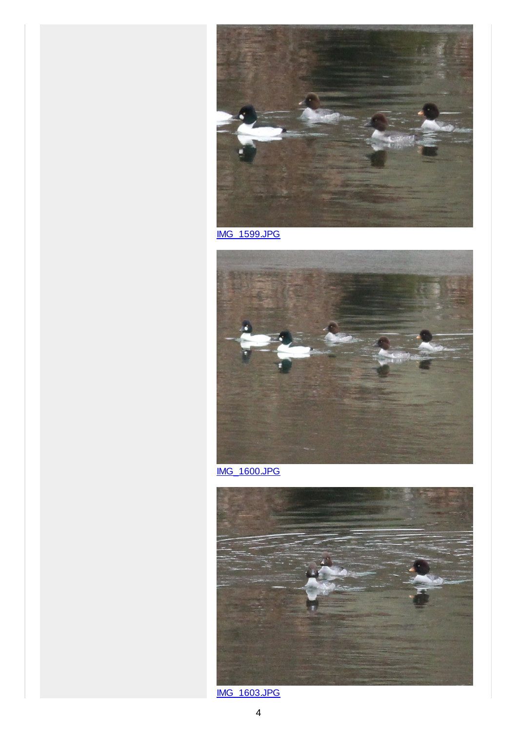IMG_1599.JPG

IMG_1600.JPG

IMG_1603.JPG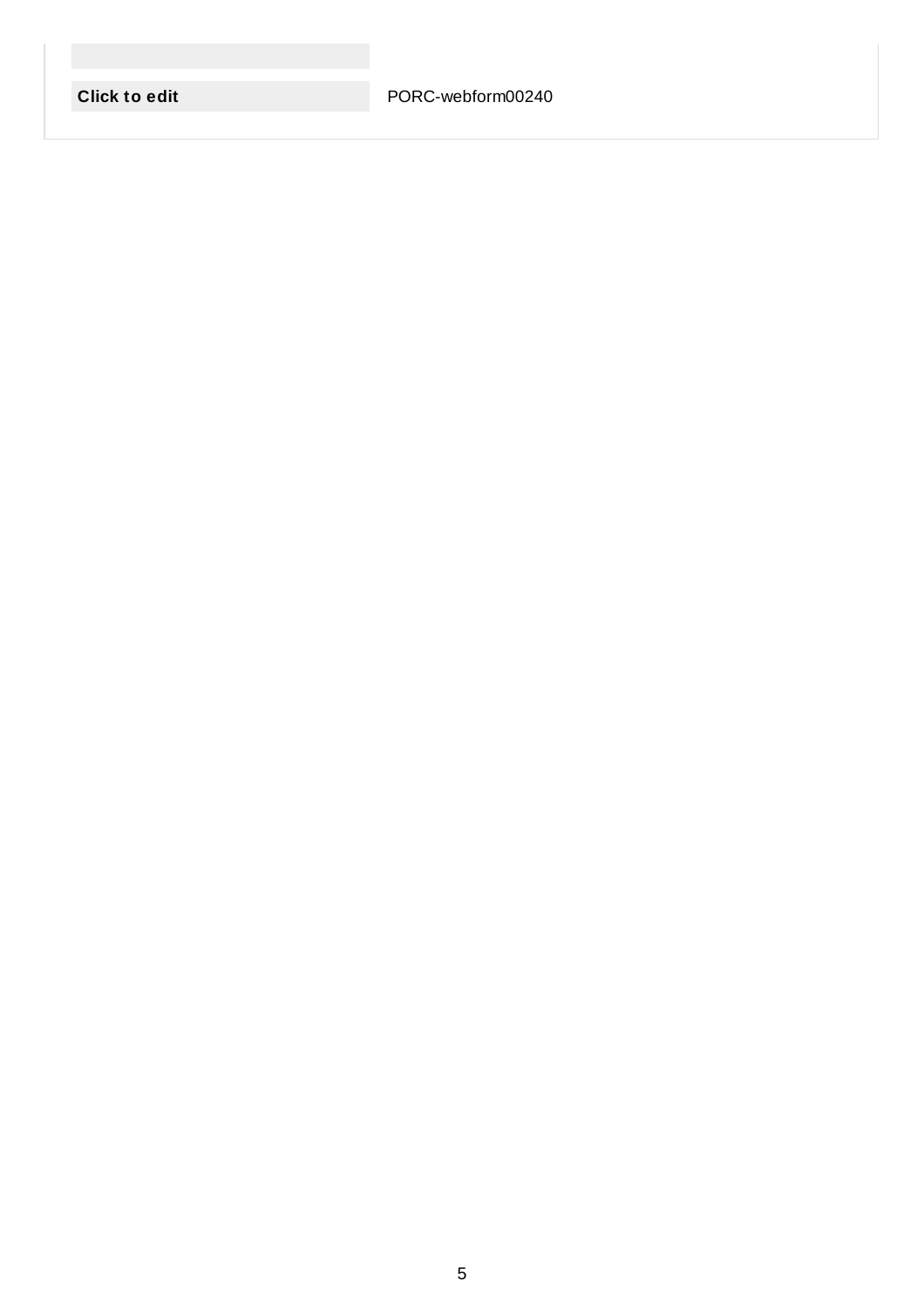| | |
|---|---|
| | |
| **Click to edit** | PORC-webform00240 |